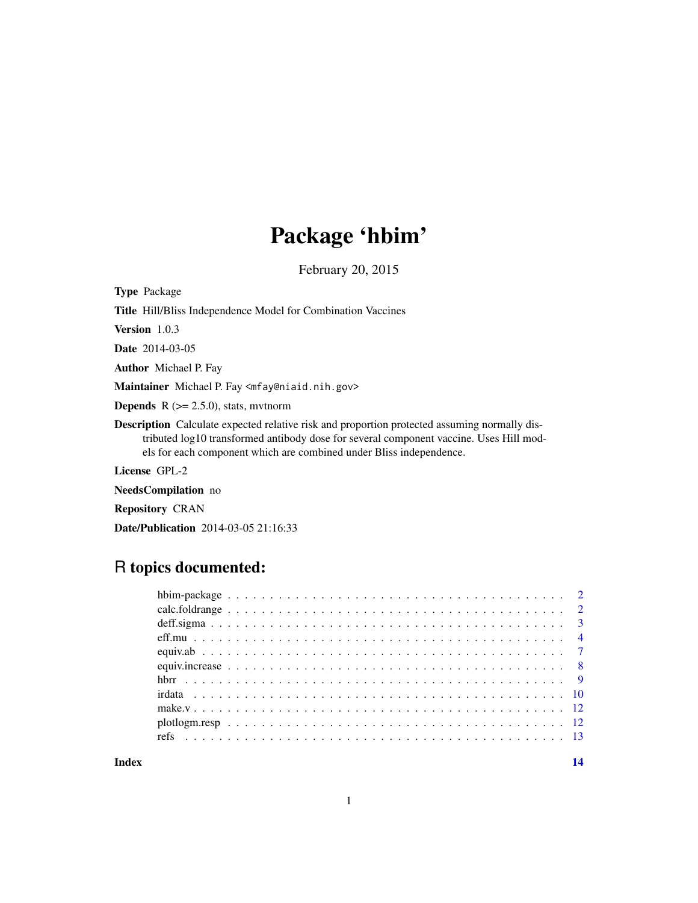# Package 'hbim'

February 20, 2015

**Type** Package

**Title** Hill/Bliss Independence Model for Combination Vaccines

**Version** 1.0.3

**Date** 2014-03-05

**Author** Michael P. Fay

**Maintainer** Michael P. Fay <mfay@niaid.nih.gov>

**Depends** R (>= 2.5.0), stats, mvtnorm

**Description** Calculate expected relative risk and proportion protected assuming normally distributed log10 transformed antibody dose for several component vaccine. Uses Hill models for each component which are combined under Bliss independence.

**License** GPL-2

**NeedsCompilation** no

**Repository** CRAN

**Date/Publication** 2014-03-05 21:16:33

## R topics documented:

- hbim-package . . . 2
- calc.foldrange . . . 2
- deff.sigma . . . 3
- eff.mu . . . 4
- equiv.ab . . . 7
- equiv.increase . . . 8
- hbrr . . . 9
- irdata . . . 10
- make.v . . . 12
- plotlogm.resp . . . 12
- refs . . . 13

**Index** 14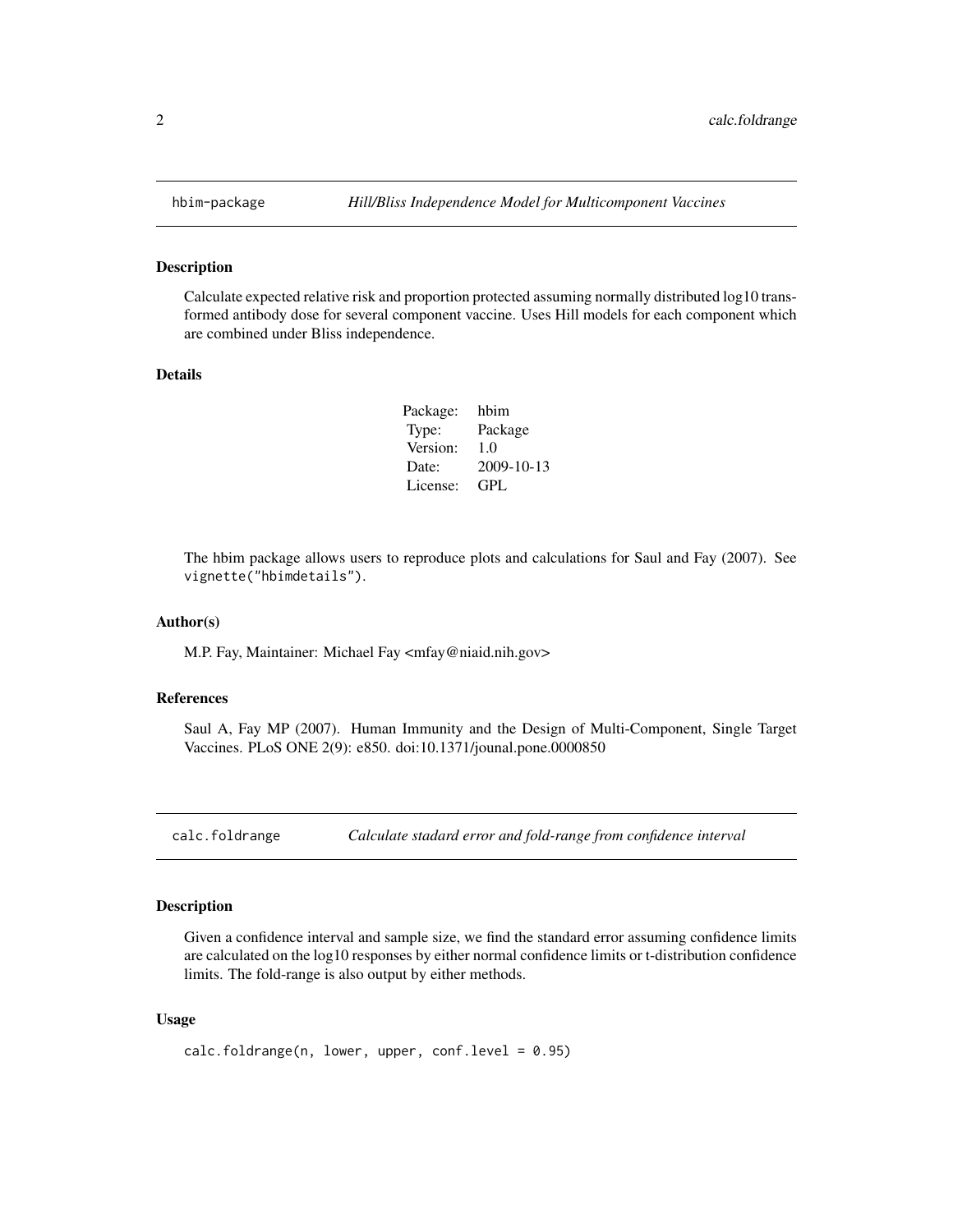## hbim-package — *Hill/Bliss Independence Model for Multicomponent Vaccines*

### Description

Calculate expected relative risk and proportion protected assuming normally distributed log10 transformed antibody dose for several component vaccine. Uses Hill models for each component which are combined under Bliss independence.

### Details

| | |
|---|---|
| Package: | hbim |
| Type: | Package |
| Version: | 1.0 |
| Date: | 2009-10-13 |
| License: | GPL |

The hbim package allows users to reproduce plots and calculations for Saul and Fay (2007). See `vignette("hbimdetails")`.

### Author(s)

M.P. Fay, Maintainer: Michael Fay <mfay@niaid.nih.gov>

### References

Saul A, Fay MP (2007). Human Immunity and the Design of Multi-Component, Single Target Vaccines. PLoS ONE 2(9): e850. doi:10.1371/jounal.pone.0000850

## calc.foldrange — *Calculate stadard error and fold-range from confidence interval*

### Description

Given a confidence interval and sample size, we find the standard error assuming confidence limits are calculated on the log10 responses by either normal confidence limits or t-distribution confidence limits. The fold-range is also output by either methods.

### Usage

```
calc.foldrange(n, lower, upper, conf.level = 0.95)
```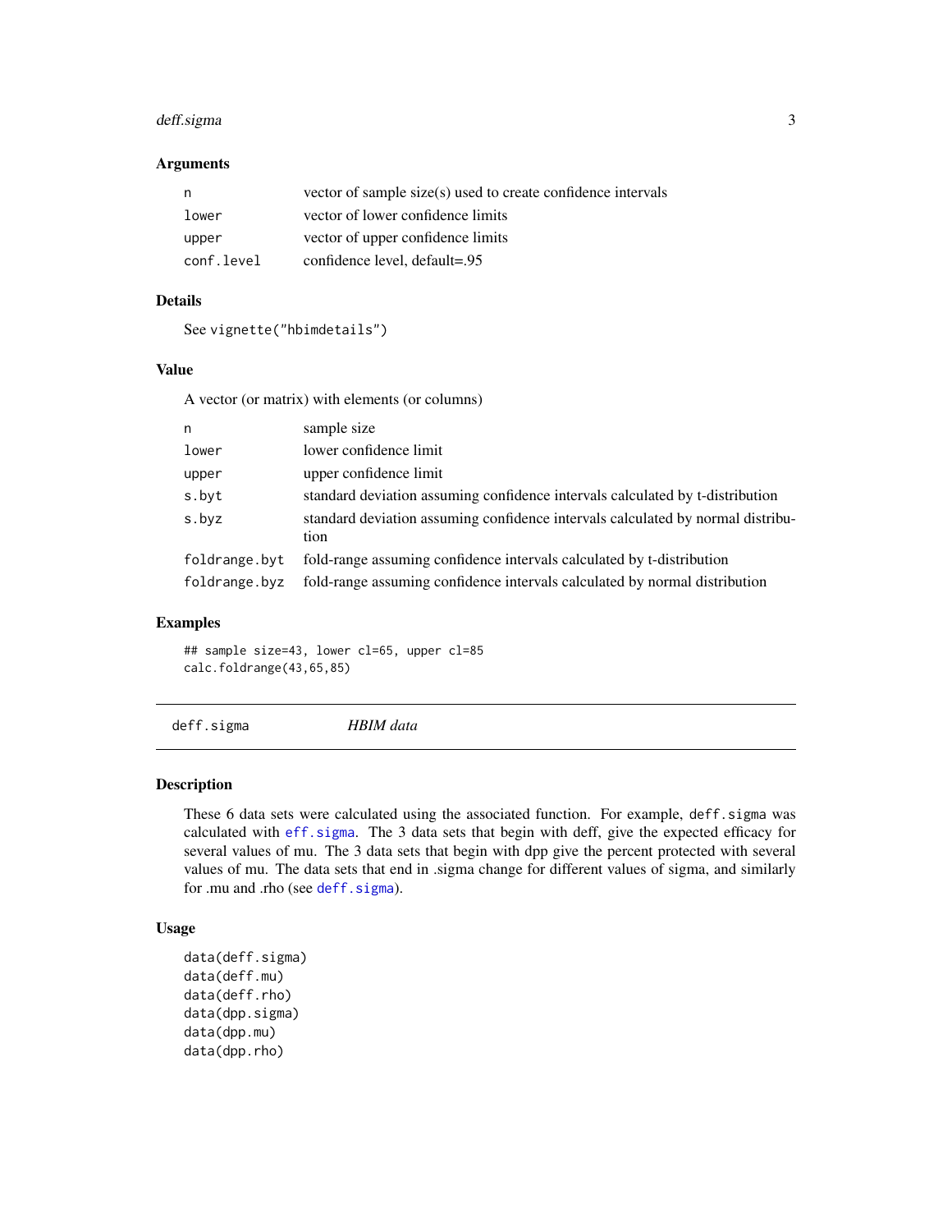## Arguments

| | |
|---|---|
| `n` | vector of sample size(s) used to create confidence intervals |
| `lower` | vector of lower confidence limits |
| `upper` | vector of upper confidence limits |
| `conf.level` | confidence level, default=.95 |

## Details

See `vignette("hbimdetails")`

## Value

A vector (or matrix) with elements (or columns)

| | |
|---|---|
| `n` | sample size |
| `lower` | lower confidence limit |
| `upper` | upper confidence limit |
| `s.byt` | standard deviation assuming confidence intervals calculated by t-distribution |
| `s.byz` | standard deviation assuming confidence intervals calculated by normal distribution |
| `foldrange.byt` | fold-range assuming confidence intervals calculated by t-distribution |
| `foldrange.byz` | fold-range assuming confidence intervals calculated by normal distribution |

## Examples

```
## sample size=43, lower cl=65, upper cl=85
calc.foldrange(43,65,85)
```

---

# `deff.sigma` *HBIM data*

## Description

These 6 data sets were calculated using the associated function. For example, `deff.sigma` was calculated with `eff.sigma`. The 3 data sets that begin with deff, give the expected efficacy for several values of mu. The 3 data sets that begin with dpp give the percent protected with several values of mu. The data sets that end in .sigma change for different values of sigma, and similarly for .mu and .rho (see `deff.sigma`).

## Usage

```
data(deff.sigma)
data(deff.mu)
data(deff.rho)
data(dpp.sigma)
data(dpp.mu)
data(dpp.rho)
```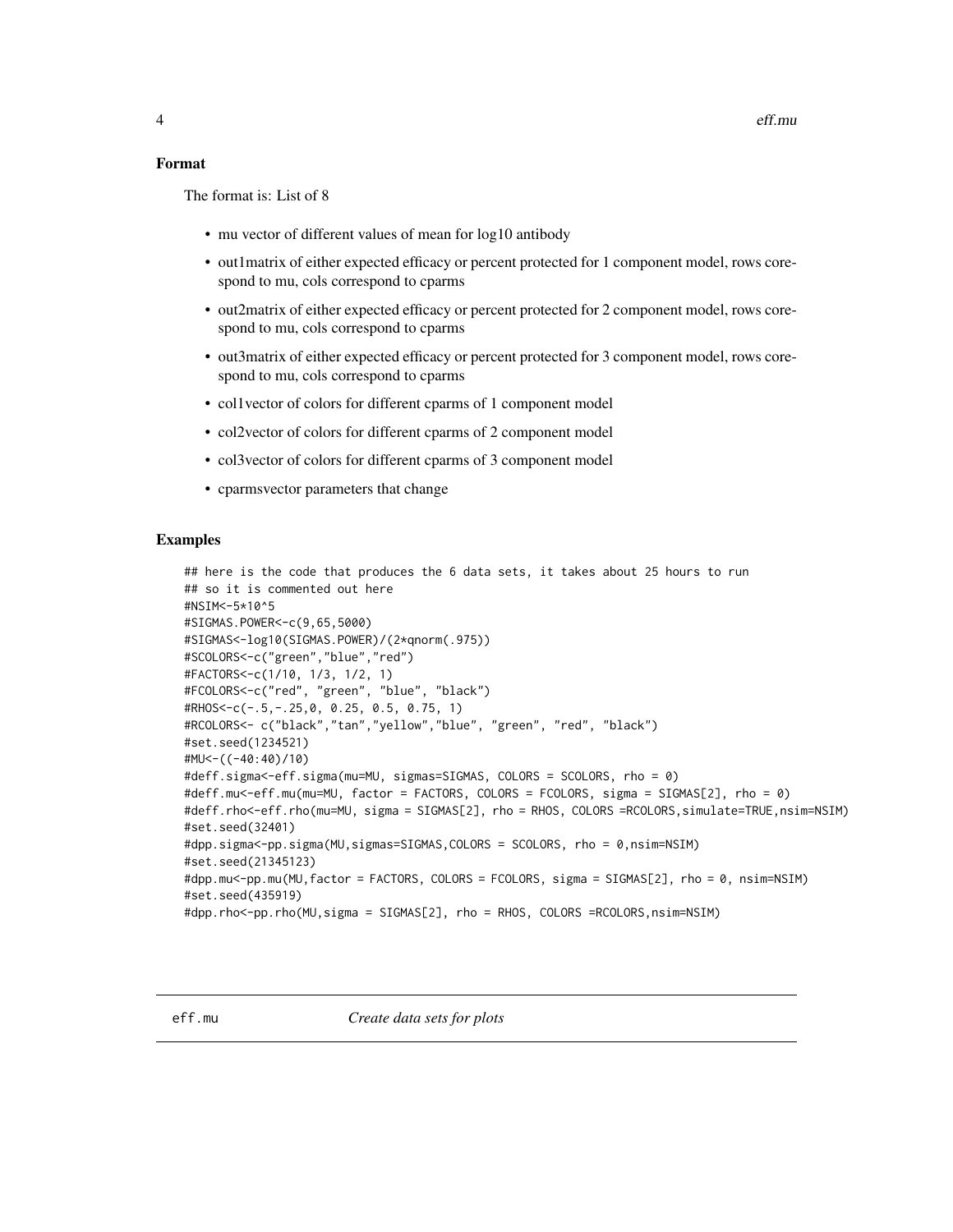### Format

The format is: List of 8

- mu vector of different values of mean for log10 antibody
- out1matrix of either expected efficacy or percent protected for 1 component model, rows corespond to mu, cols correspond to cparms
- out2matrix of either expected efficacy or percent protected for 2 component model, rows corespond to mu, cols correspond to cparms
- out3matrix of either expected efficacy or percent protected for 3 component model, rows corespond to mu, cols correspond to cparms
- col1vector of colors for different cparms of 1 component model
- col2vector of colors for different cparms of 2 component model
- col3vector of colors for different cparms of 3 component model
- cparmsvector parameters that change

### Examples

```
## here is the code that produces the 6 data sets, it takes about 25 hours to run
## so it is commented out here
#NSIM<-5*10^5
#SIGMAS.POWER<-c(9,65,5000)
#SIGMAS<-log10(SIGMAS.POWER)/(2*qnorm(.975))
#SCOLORS<-c("green","blue","red")
#FACTORS<-c(1/10, 1/3, 1/2, 1)
#FCOLORS<-c("red", "green", "blue", "black")
#RHOS<-c(-.5,-.25,0, 0.25, 0.5, 0.75, 1)
#RCOLORS<- c("black","tan","yellow","blue", "green", "red", "black")
#set.seed(1234521)
#MU<-((-40:40)/10)
#deff.sigma<-eff.sigma(mu=MU, sigmas=SIGMAS, COLORS = SCOLORS, rho = 0)
#deff.mu<-eff.mu(mu=MU, factor = FACTORS, COLORS = FCOLORS, sigma = SIGMAS[2], rho = 0)
#deff.rho<-eff.rho(mu=MU, sigma = SIGMAS[2], rho = RHOS, COLORS =RCOLORS,simulate=TRUE,nsim=NSIM)
#set.seed(32401)
#dpp.sigma<-pp.sigma(MU,sigmas=SIGMAS,COLORS = SCOLORS, rho = 0,nsim=NSIM)
#set.seed(21345123)
#dpp.mu<-pp.mu(MU,factor = FACTORS, COLORS = FCOLORS, sigma = SIGMAS[2], rho = 0, nsim=NSIM)
#set.seed(435919)
#dpp.rho<-pp.rho(MU,sigma = SIGMAS[2], rho = RHOS, COLORS =RCOLORS,nsim=NSIM)
```

---

eff.mu *Create data sets for plots*

---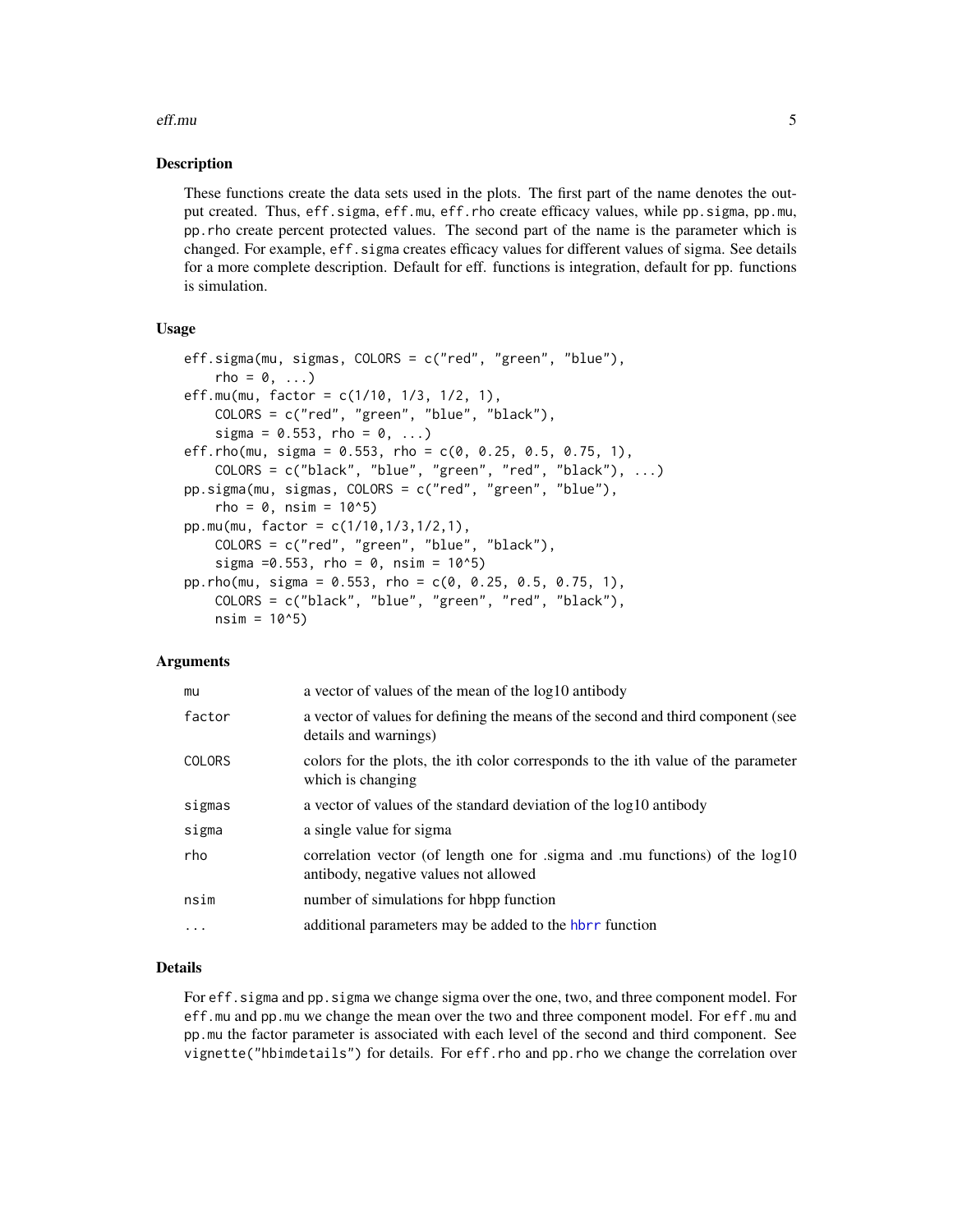## Description

These functions create the data sets used in the plots. The first part of the name denotes the output created. Thus, `eff.sigma`, `eff.mu`, `eff.rho` create efficacy values, while `pp.sigma`, `pp.mu`, `pp.rho` create percent protected values. The second part of the name is the parameter which is changed. For example, `eff.sigma` creates efficacy values for different values of sigma. See details for a more complete description. Default for eff. functions is integration, default for pp. functions is simulation.

## Usage

```
eff.sigma(mu, sigmas, COLORS = c("red", "green", "blue"),
    rho = 0, ...)
eff.mu(mu, factor = c(1/10, 1/3, 1/2, 1),
    COLORS = c("red", "green", "blue", "black"),
    sigma = 0.553, rho = 0, ...)
eff.rho(mu, sigma = 0.553, rho = c(0, 0.25, 0.5, 0.75, 1),
    COLORS = c("black", "blue", "green", "red", "black"), ...)
pp.sigma(mu, sigmas, COLORS = c("red", "green", "blue"),
    rho = 0, nsim = 10^5)
pp.mu(mu, factor = c(1/10,1/3,1/2,1),
    COLORS = c("red", "green", "blue", "black"),
    sigma =0.553, rho = 0, nsim = 10^5)
pp.rho(mu, sigma = 0.553, rho = c(0, 0.25, 0.5, 0.75, 1),
    COLORS = c("black", "blue", "green", "red", "black"),
    nsim = 10^5)
```

## Arguments

| | |
|---|---|
| `mu` | a vector of values of the mean of the log10 antibody |
| `factor` | a vector of values for defining the means of the second and third component (see details and warnings) |
| `COLORS` | colors for the plots, the ith color corresponds to the ith value of the parameter which is changing |
| `sigmas` | a vector of values of the standard deviation of the log10 antibody |
| `sigma` | a single value for sigma |
| `rho` | correlation vector (of length one for .sigma and .mu functions) of the log10 antibody, negative values not allowed |
| `nsim` | number of simulations for hbpp function |
| `...` | additional parameters may be added to the `hbrr` function |

## Details

For `eff.sigma` and `pp.sigma` we change sigma over the one, two, and three component model. For `eff.mu` and `pp.mu` we change the mean over the two and three component model. For `eff.mu` and `pp.mu` the factor parameter is associated with each level of the second and third component. See `vignette("hbimdetails")` for details. For `eff.rho` and `pp.rho` we change the correlation over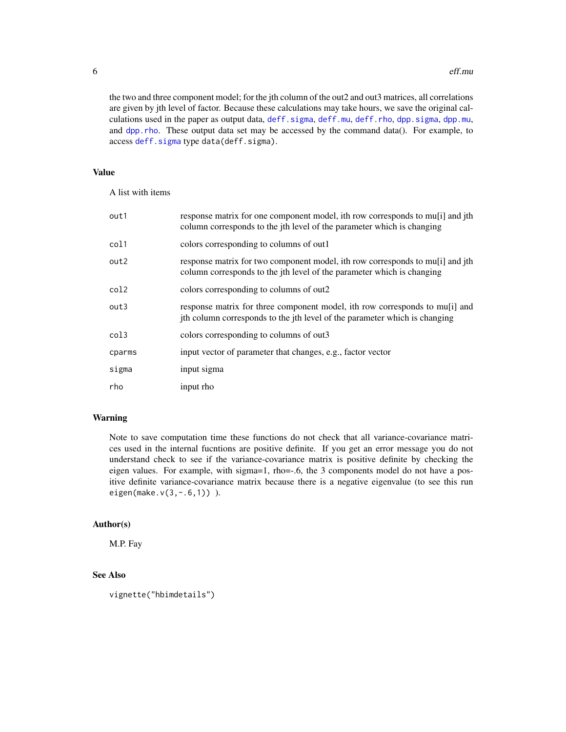the two and three component model; for the jth column of the out2 and out3 matrices, all correlations are given by jth level of factor. Because these calculations may take hours, we save the original calculations used in the paper as output data, `deff.sigma`, `deff.mu`, `deff.rho`, `dpp.sigma`, `dpp.mu`, and `dpp.rho`. These output data set may be accessed by the command data(). For example, to access `deff.sigma` type `data(deff.sigma)`.

### Value

A list with items

| | |
|---|---|
| `out1` | response matrix for one component model, ith row corresponds to mu[i] and jth column corresponds to the jth level of the parameter which is changing |
| `col1` | colors corresponding to columns of out1 |
| `out2` | response matrix for two component model, ith row corresponds to mu[i] and jth column corresponds to the jth level of the parameter which is changing |
| `col2` | colors corresponding to columns of out2 |
| `out3` | response matrix for three component model, ith row corresponds to mu[i] and jth column corresponds to the jth level of the parameter which is changing |
| `col3` | colors corresponding to columns of out3 |
| `cparms` | input vector of parameter that changes, e.g., factor vector |
| `sigma` | input sigma |
| `rho` | input rho |

### Warning

Note to save computation time these functions do not check that all variance-covariance matrices used in the internal fucntions are positive definite. If you get an error message you do not understand check to see if the variance-covariance matrix is positive definite by checking the eigen values. For example, with sigma=1, rho=-.6, the 3 components model do not have a positive definite variance-covariance matrix because there is a negative eigenvalue (to see this run `eigen(make.v(3,-.6,1))` ).

### Author(s)

M.P. Fay

### See Also

`vignette("hbimdetails")`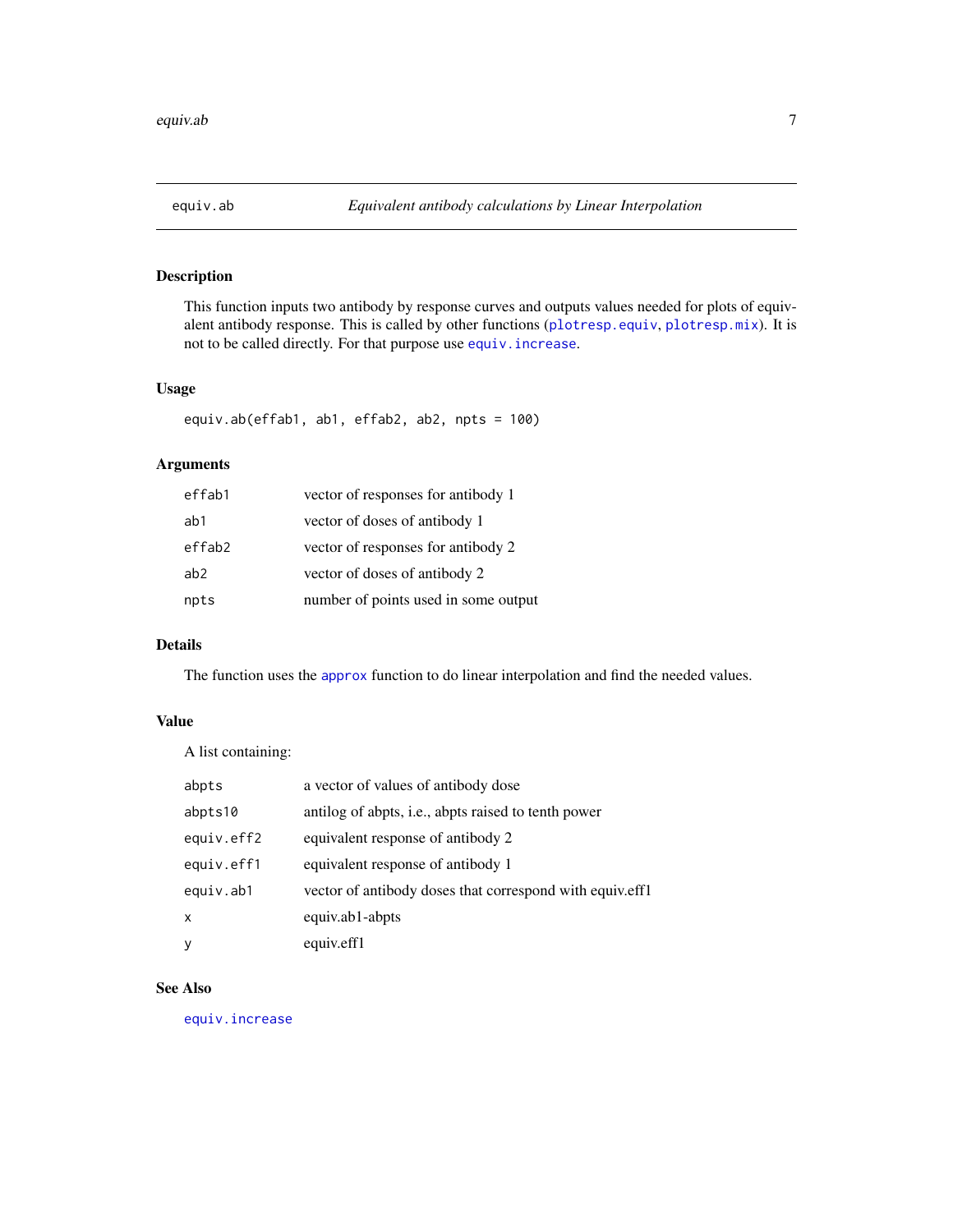# equiv.ab — *Equivalent antibody calculations by Linear Interpolation*

## Description

This function inputs two antibody by response curves and outputs values needed for plots of equivalent antibody response. This is called by other functions (plotresp.equiv, plotresp.mix). It is not to be called directly. For that purpose use equiv.increase.

## Usage

```
equiv.ab(effab1, ab1, effab2, ab2, npts = 100)
```

## Arguments

| | |
|---|---|
| effab1 | vector of responses for antibody 1 |
| ab1 | vector of doses of antibody 1 |
| effab2 | vector of responses for antibody 2 |
| ab2 | vector of doses of antibody 2 |
| npts | number of points used in some output |

## Details

The function uses the approx function to do linear interpolation and find the needed values.

## Value

A list containing:

| | |
|---|---|
| abpts | a vector of values of antibody dose |
| abpts10 | antilog of abpts, i.e., abpts raised to tenth power |
| equiv.eff2 | equivalent response of antibody 2 |
| equiv.eff1 | equivalent response of antibody 1 |
| equiv.ab1 | vector of antibody doses that correspond with equiv.eff1 |
| x | equiv.ab1-abpts |
| y | equiv.eff1 |

## See Also

equiv.increase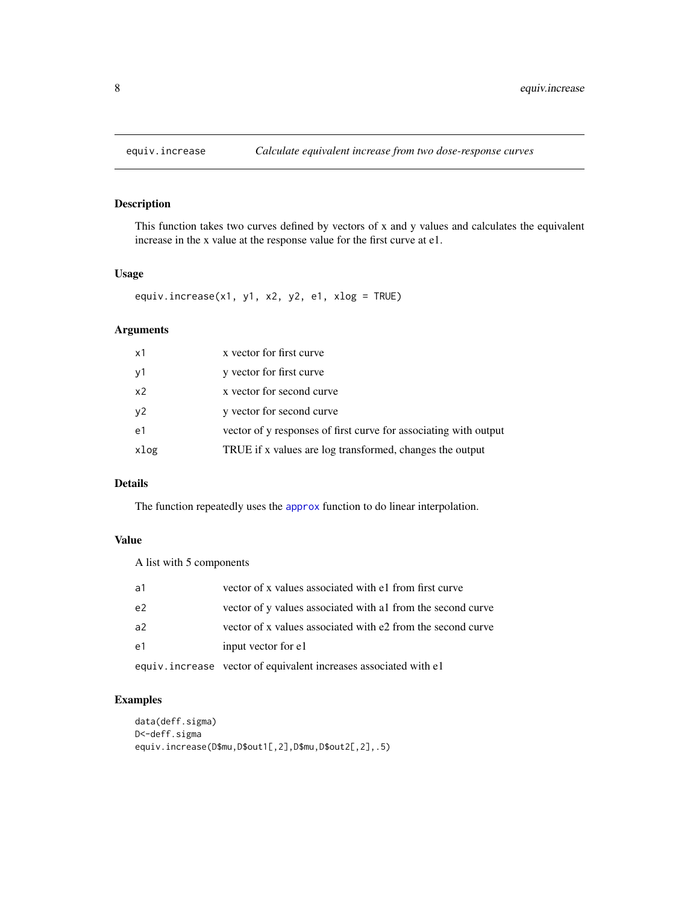## equiv.increase — *Calculate equivalent increase from two dose-response curves*

### Description

This function takes two curves defined by vectors of x and y values and calculates the equivalent increase in the x value at the response value for the first curve at e1.

### Usage

```
equiv.increase(x1, y1, x2, y2, e1, xlog = TRUE)
```

### Arguments

| | |
|---|---|
| `x1` | x vector for first curve |
| `y1` | y vector for first curve |
| `x2` | x vector for second curve |
| `y2` | y vector for second curve |
| `e1` | vector of y responses of first curve for associating with output |
| `xlog` | TRUE if x values are log transformed, changes the output |

### Details

The function repeatedly uses the `approx` function to do linear interpolation.

### Value

A list with 5 components

| | |
|---|---|
| `a1` | vector of x values associated with e1 from first curve |
| `e2` | vector of y values associated with a1 from the second curve |
| `a2` | vector of x values associated with e2 from the second curve |
| `e1` | input vector for e1 |
| `equiv.increase` | vector of equivalent increases associated with e1 |

### Examples

```
data(deff.sigma)
D<-deff.sigma
equiv.increase(D$mu,D$out1[,2],D$mu,D$out2[,2],.5)
```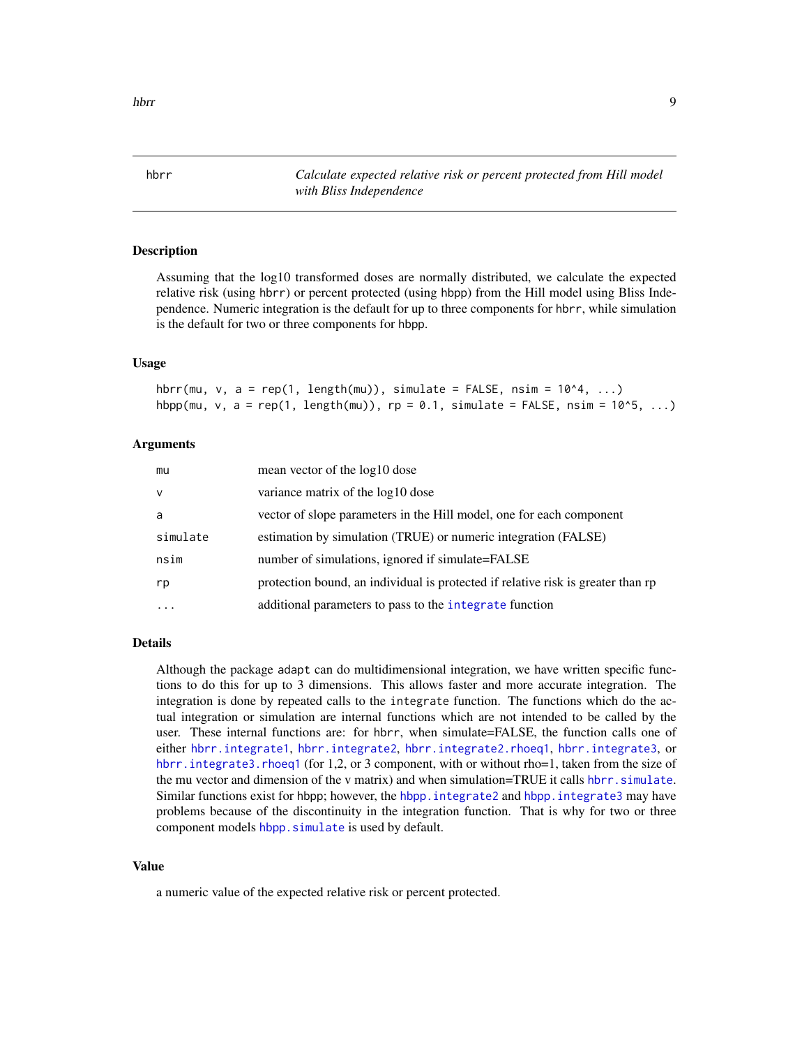## hbrr — *Calculate expected relative risk or percent protected from Hill model with Bliss Independence*

### Description

Assuming that the log10 transformed doses are normally distributed, we calculate the expected relative risk (using hbrr) or percent protected (using hbpp) from the Hill model using Bliss Independence. Numeric integration is the default for up to three components for hbrr, while simulation is the default for two or three components for hbpp.

### Usage

```
hbrr(mu, v, a = rep(1, length(mu)), simulate = FALSE, nsim = 10^4, ...)
hbpp(mu, v, a = rep(1, length(mu)), rp = 0.1, simulate = FALSE, nsim = 10^5, ...)
```

### Arguments

| | |
|---|---|
| mu | mean vector of the log10 dose |
| v | variance matrix of the log10 dose |
| a | vector of slope parameters in the Hill model, one for each component |
| simulate | estimation by simulation (TRUE) or numeric integration (FALSE) |
| nsim | number of simulations, ignored if simulate=FALSE |
| rp | protection bound, an individual is protected if relative risk is greater than rp |
| ... | additional parameters to pass to the integrate function |

### Details

Although the package adapt can do multidimensional integration, we have written specific functions to do this for up to 3 dimensions. This allows faster and more accurate integration. The integration is done by repeated calls to the integrate function. The functions which do the actual integration or simulation are internal functions which are not intended to be called by the user. These internal functions are: for hbrr, when simulate=FALSE, the function calls one of either hbrr.integrate1, hbrr.integrate2, hbrr.integrate2.rhoeq1, hbrr.integrate3, or hbrr.integrate3.rhoeq1 (for 1,2, or 3 component, with or without rho=1, taken from the size of the mu vector and dimension of the v matrix) and when simulation=TRUE it calls hbrr.simulate. Similar functions exist for hbpp; however, the hbpp.integrate2 and hbpp.integrate3 may have problems because of the discontinuity in the integration function. That is why for two or three component models hbpp.simulate is used by default.

### Value

a numeric value of the expected relative risk or percent protected.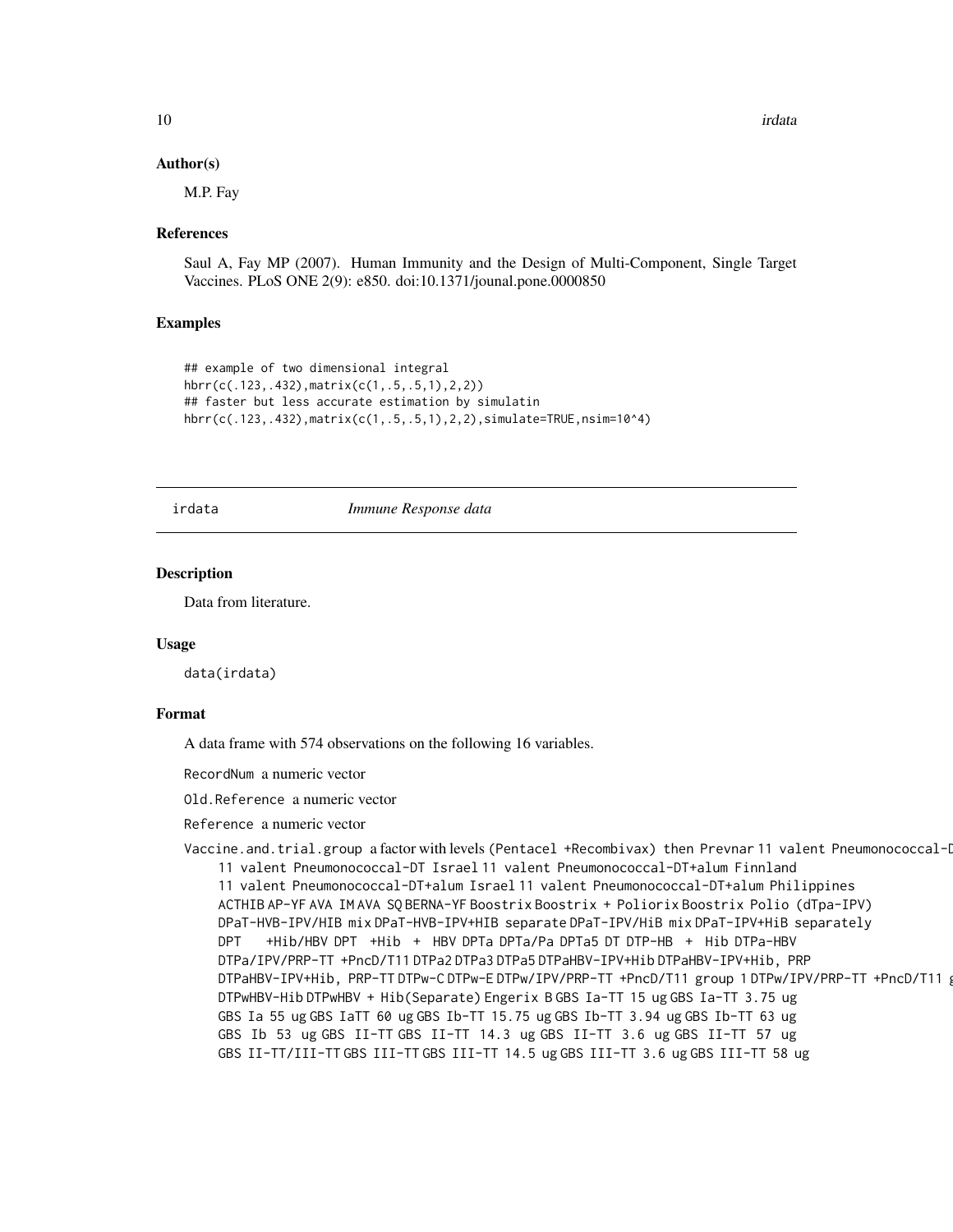### Author(s)

M.P. Fay

### References

Saul A, Fay MP (2007). Human Immunity and the Design of Multi-Component, Single Target Vaccines. PLoS ONE 2(9): e850. doi:10.1371/jounal.pone.0000850

### Examples

```
## example of two dimensional integral
hbrr(c(.123,.432),matrix(c(1,.5,.5,1),2,2))
## faster but less accurate estimation by simulatin
hbrr(c(.123,.432),matrix(c(1,.5,.5,1),2,2),simulate=TRUE,nsim=10^4)
```

---

## irdata    *Immune Response data*

### Description

Data from literature.

### Usage

```
data(irdata)
```

### Format

A data frame with 574 observations on the following 16 variables.

`RecordNum` a numeric vector

`Old.Reference` a numeric vector

`Reference` a numeric vector

`Vaccine.and.trial.group` a factor with levels `(Pentacel +Recombivax)` then `Prevnar` `11 valent Pneumonococcal-D` `11 valent Pneumonococcal-DT Israel` `11 valent Pneumonococcal-DT+alum Finnland` `11 valent Pneumonococcal-DT+alum Israel` `11 valent Pneumonococcal-DT+alum Philippines` `ACTHIB` `AP-YF` `AVA IM` `AVA SQ` `BERNA-YF` `Boostrix` `Boostrix + Poliorix` `Boostrix Polio (dTpa-IPV)` `DPaT-HVB-IPV/HIB mix` `DPaT-HVB-IPV+HIB separate` `DPaT-IPV/HiB mix` `DPaT-IPV+HiB separately` `DPT +Hib/HBV` `DPT +Hib + HBV` `DPTa` `DPTa/Pa` `DPTa5` `DT` `DTP-HB + Hib` `DTPa-HBV` `DTPa/IPV/PRP-TT +PncD/T11` `DTPa2` `DTPa3` `DTPa5` `DTPaHBV-IPV+Hib` `DTPaHBV-IPV+Hib, PRP` `DTPaHBV-IPV+Hib, PRP-TT` `DTPw-C` `DTPw-E` `DTPw/IPV/PRP-TT +PncD/T11 group 1` `DTPw/IPV/PRP-TT +PncD/T11 g` `DTPwHBV-Hib` `DTPwHBV + Hib(Separate)` `Engerix B` `GBS Ia-TT 15 ug` `GBS Ia-TT 3.75 ug` `GBS Ia 55 ug` `GBS IaTT 60 ug` `GBS Ib-TT 15.75 ug` `GBS Ib-TT 3.94 ug` `GBS Ib-TT 63 ug` `GBS Ib 53 ug` `GBS II-TT` `GBS II-TT 14.3 ug` `GBS II-TT 3.6 ug` `GBS II-TT 57 ug` `GBS II-TT/III-TT` `GBS III-TT` `GBS III-TT 14.5 ug` `GBS III-TT 3.6 ug` `GBS III-TT 58 ug`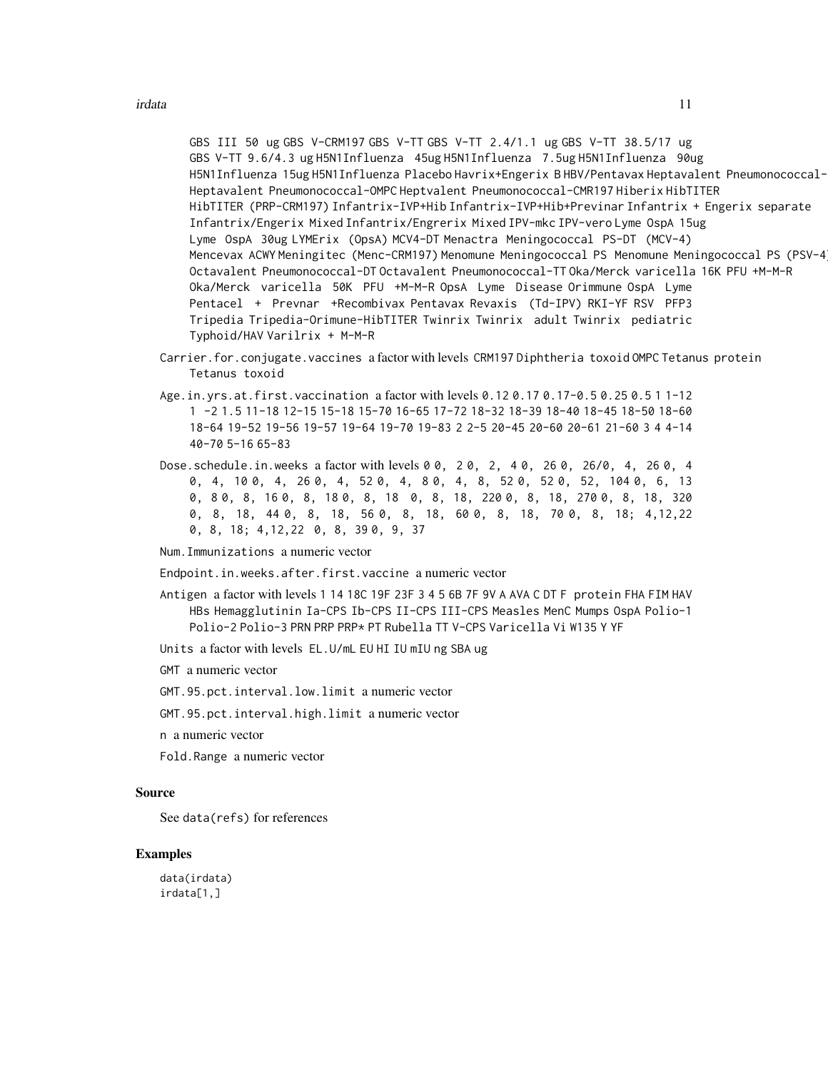GBS III 50 ug GBS V-CRM197 GBS V-TT GBS V-TT 2.4/1.1 ug GBS V-TT 38.5/17 ug GBS V-TT 9.6/4.3 ug H5N1Influenza 45ug H5N1Influenza 7.5ug H5N1Influenza 90ug H5N1Influenza 15ug H5N1Influenza Placebo Havrix+Engerix B HBV/Pentavax Heptavalent Pneumonococcal-Heptavalent Pneumonococcal-OMPC Heptvalent Pneumonococcal-CMR197 Hiberix HibTITER HibTITER (PRP-CRM197) Infantrix-IVP+Hib Infantrix-IVP+Hib+Previnar Infantrix + Engerix separate Infantrix/Engerix Mixed Infantrix/Engrerix Mixed IPV-mkc IPV-vero Lyme OspA 15ug Lyme OspA 30ug LYMErix (OpsA) MCV4-DT Menactra Meningococcal PS-DT (MCV-4) Mencevax ACWY Meningitec (Menc-CRM197) Menomune Meningococcal PS Menomune Meningococcal PS (PSV-4) Octavalent Pneumonococcal-DT Octavalent Pneumonococcal-TT Oka/Merck varicella 16K PFU +M-M-R Oka/Merck varicella 50K PFU +M-M-R OpsA Lyme Disease Orimmune OspA Lyme Pentacel + Prevnar +Recombivax Pentavax Revaxis (Td-IPV) RKI-YF RSV PFP3 Tripedia Tripedia-Orimune-HibTITER Twinrix Twinrix adult Twinrix pediatric Typhoid/HAV Varilrix + M-M-R

`Carrier.for.conjugate.vaccines` a factor with levels CRM197 Diphtheria toxoid OMPC Tetanus protein Tetanus toxoid

`Age.in.yrs.at.first.vaccination` a factor with levels 0.12 0.17 0.17-0.5 0.25 0.5 1 1-12 1 -2 1.5 11-18 12-15 15-18 15-70 16-65 17-72 18-32 18-39 18-40 18-45 18-50 18-60 18-64 19-52 19-56 19-57 19-64 19-70 19-83 2 2-5 20-45 20-60 20-61 21-60 3 4 4-14 40-70 5-16 65-83

`Dose.schedule.in.weeks` a factor with levels 0 0, 2 0, 2, 4 0, 26 0, 26/0, 4, 26 0, 4 0, 4, 10 0, 4, 26 0, 4, 52 0, 4, 8 0, 4, 8, 52 0, 52 0, 52, 104 0, 6, 13 0, 8 0, 8, 16 0, 8, 18 0, 8, 18 0, 8, 18, 220 0, 8, 18, 270 0, 8, 18, 320 0, 8, 18, 44 0, 8, 18, 56 0, 8, 18, 60 0, 8, 18, 70 0, 8, 18; 4,12,22 0, 8, 18; 4,12,22 0, 8, 39 0, 9, 37

`Num.Immunizations` a numeric vector

`Endpoint.in.weeks.after.first.vaccine` a numeric vector

`Antigen` a factor with levels 1 14 18C 19F 23F 3 4 5 6B 7F 9V A AVA C DT F protein FHA FIM HAV HBs Hemagglutinin Ia-CPS Ib-CPS II-CPS III-CPS Measles MenC Mumps OspA Polio-1 Polio-2 Polio-3 PRN PRP PRP* PT Rubella TT V-CPS Varicella Vi W135 Y YF

`Units` a factor with levels EL.U/mL EU HI IU mIU ng SBA ug

`GMT` a numeric vector

`GMT.95.pct.interval.low.limit` a numeric vector

`GMT.95.pct.interval.high.limit` a numeric vector

`n` a numeric vector

`Fold.Range` a numeric vector

### Source

See `data(refs)` for references

### Examples

```
data(irdata)
irdata[1,]
```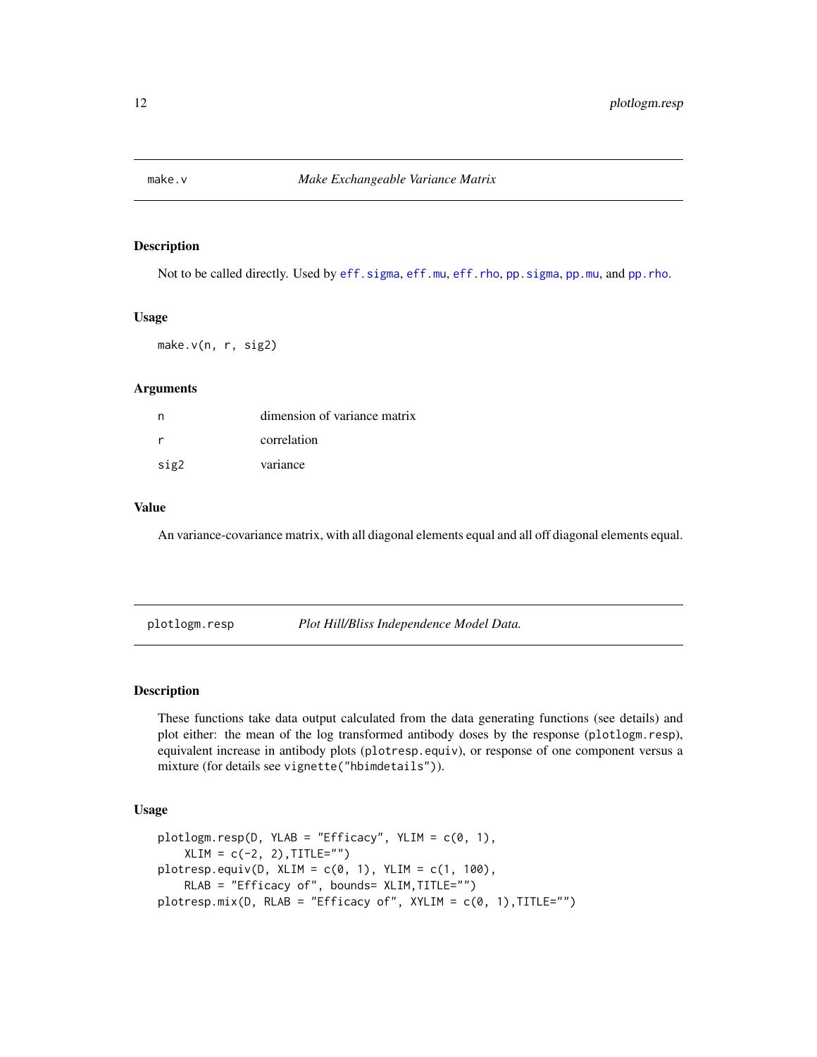## make.v *Make Exchangeable Variance Matrix*

### Description

Not to be called directly. Used by `eff.sigma`, `eff.mu`, `eff.rho`, `pp.sigma`, `pp.mu`, and `pp.rho`.

### Usage

```
make.v(n, r, sig2)
```

### Arguments

| | |
|---|---|
| n | dimension of variance matrix |
| r | correlation |
| sig2 | variance |

### Value

An variance-covariance matrix, with all diagonal elements equal and all off diagonal elements equal.

## plotlogm.resp *Plot Hill/Bliss Independence Model Data.*

### Description

These functions take data output calculated from the data generating functions (see details) and plot either: the mean of the log transformed antibody doses by the response (`plotlogm.resp`), equivalent increase in antibody plots (`plotresp.equiv`), or response of one component versus a mixture (for details see `vignette("hbimdetails")`).

### Usage

```
plotlogm.resp(D, YLAB = "Efficacy", YLIM = c(0, 1),
    XLIM = c(-2, 2),TITLE="")
plotresp.equiv(D, XLIM = c(0, 1), YLIM = c(1, 100),
    RLAB = "Efficacy of", bounds= XLIM,TITLE="")
plotresp.mix(D, RLAB = "Efficacy of", XYLIM = c(0, 1),TITLE="")
```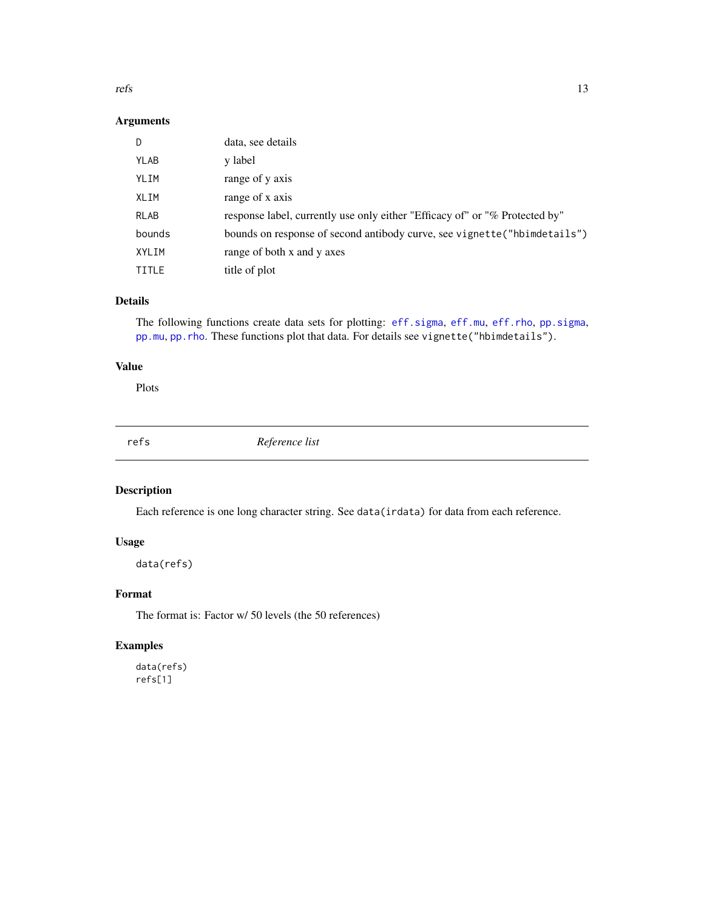### Arguments

| | |
|---|---|
| D | data, see details |
| YLAB | y label |
| YLIM | range of y axis |
| XLIM | range of x axis |
| RLAB | response label, currently use only either "Efficacy of" or "% Protected by" |
| bounds | bounds on response of second antibody curve, see `vignette("hbimdetails")` |
| XYLIM | range of both x and y axes |
| TITLE | title of plot |

### Details

The following functions create data sets for plotting: `eff.sigma`, `eff.mu`, `eff.rho`, `pp.sigma`, `pp.mu`, `pp.rho`. These functions plot that data. For details see `vignette("hbimdetails")`.

### Value

Plots

---

## refs — *Reference list*

---

### Description

Each reference is one long character string. See `data(irdata)` for data from each reference.

### Usage

```
data(refs)
```

### Format

The format is: Factor w/ 50 levels (the 50 references)

### Examples

```
data(refs)
refs[1]
```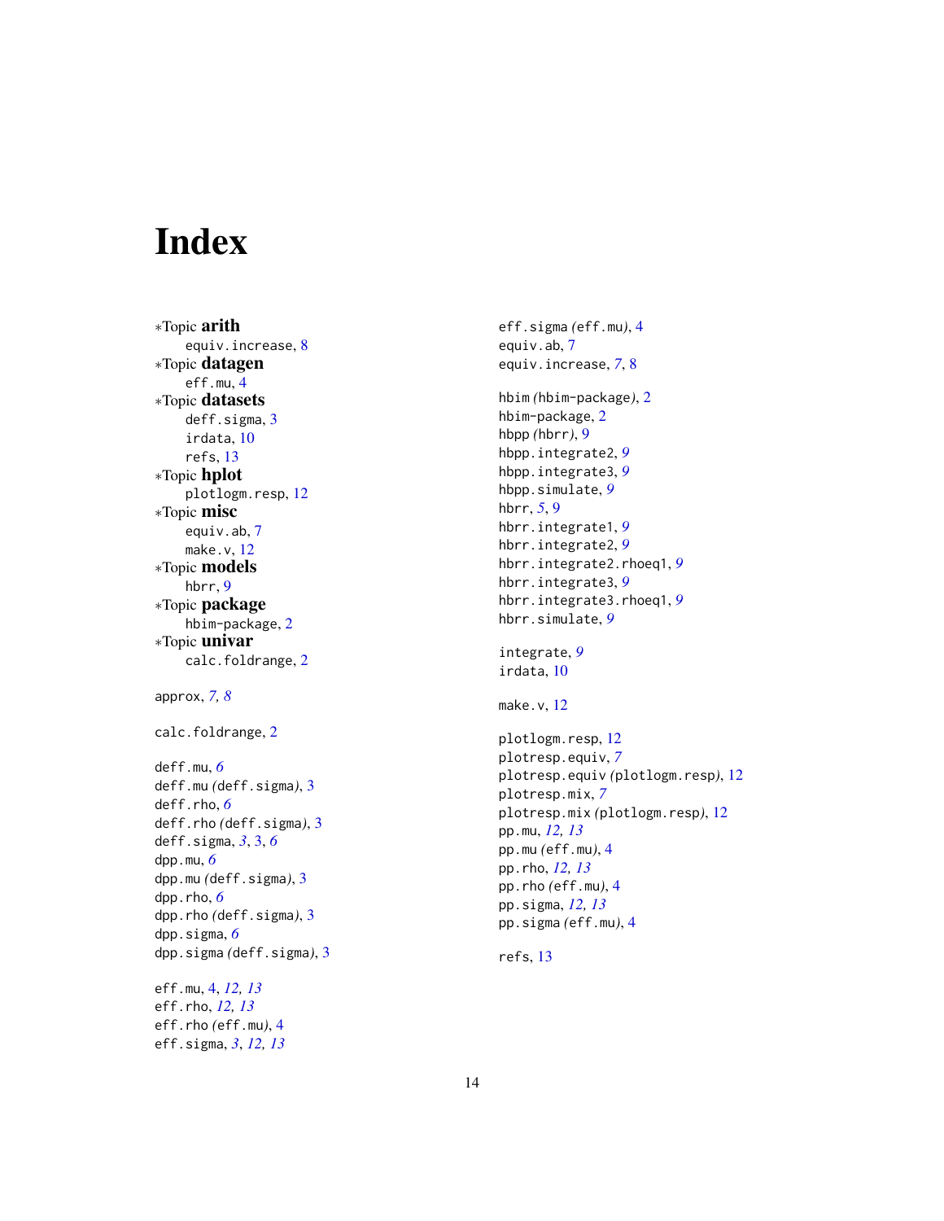# Index

*Topic **arith**
  equiv.increase, 8
*Topic **datagen**
  eff.mu, 4
*Topic **datasets**
  deff.sigma, 3
  irdata, 10
  refs, 13
*Topic **hplot**
  plotlogm.resp, 12
*Topic **misc**
  equiv.ab, 7
  make.v, 12
*Topic **models**
  hbrr, 9
*Topic **package**
  hbim-package, 2
*Topic **univar**
  calc.foldrange, 2

approx, *7, 8*

calc.foldrange, 2

deff.mu, *6*
deff.mu *(deff.sigma)*, 3
deff.rho, *6*
deff.rho *(deff.sigma)*, 3
deff.sigma, *3*, 3, *6*
dpp.mu, *6*
dpp.mu *(deff.sigma)*, 3
dpp.rho, *6*
dpp.rho *(deff.sigma)*, 3
dpp.sigma, *6*
dpp.sigma *(deff.sigma)*, 3

eff.mu, 4, *12, 13*
eff.rho, *12, 13*
eff.rho *(eff.mu)*, 4
eff.sigma, *3*, *12, 13*
eff.sigma *(eff.mu)*, 4
equiv.ab, 7
equiv.increase, *7*, 8

hbim *(hbim-package)*, 2
hbim-package, 2
hbpp *(hbrr)*, 9
hbpp.integrate2, *9*
hbpp.integrate3, *9*
hbpp.simulate, *9*
hbrr, *5*, 9
hbrr.integrate1, *9*
hbrr.integrate2, *9*
hbrr.integrate2.rhoeq1, *9*
hbrr.integrate3, *9*
hbrr.integrate3.rhoeq1, *9*
hbrr.simulate, *9*

integrate, *9*
irdata, 10

make.v, 12

plotlogm.resp, 12
plotresp.equiv, *7*
plotresp.equiv *(plotlogm.resp)*, 12
plotresp.mix, *7*
plotresp.mix *(plotlogm.resp)*, 12
pp.mu, *12, 13*
pp.mu *(eff.mu)*, 4
pp.rho, *12, 13*
pp.rho *(eff.mu)*, 4
pp.sigma, *12, 13*
pp.sigma *(eff.mu)*, 4

refs, 13